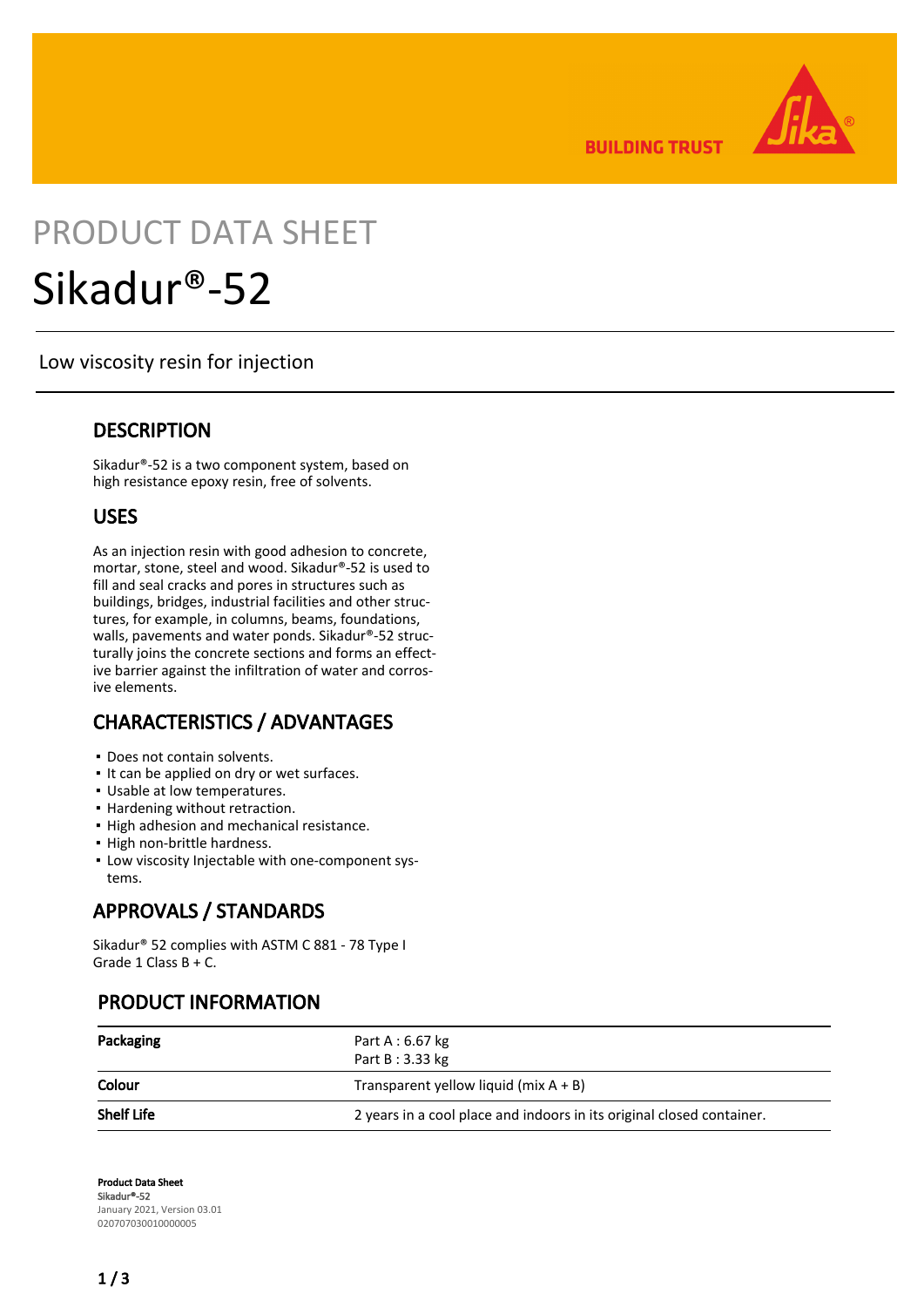# PRODUCT DATA SHEET

# Sikadur®-52

Low viscosity resin for injection

## DESCRIPTION

Sikadur®-52 is a two component system, based on high resistance epoxy resin, free of solvents.

## USES

As an injection resin with good adhesion to concrete, mortar, stone, steel and wood. Sikadur®-52 is used to fill and seal cracks and pores in structures such as buildings, bridges, industrial facilities and other structures, for example, in columns, beams, foundations, walls, pavements and water ponds. Sikadur®-52 structurally joins the concrete sections and forms an effective barrier against the infiltration of water and corrosive elements.

## CHARACTERISTICS / ADVANTAGES

- Does not contain solvents.
- It can be applied on dry or wet surfaces.
- Usable at low temperatures.
- Hardening without retraction.
- High adhesion and mechanical resistance.
- High non-brittle hardness.
- Low viscosity Injectable with one-component systems.

## APPROVALS / STANDARDS

Sikadur® 52 complies with ASTM C 881 - 78 Type I Grade 1 Class B + C.

## PRODUCT INFORMATION

| | |
|---|---|
| **Packaging** | Part A : 6.67 kg<br>Part B : 3.33 kg |
| **Colour** | Transparent yellow liquid (mix A + B) |
| **Shelf Life** | 2 years in a cool place and indoors in its original closed container. |

**Product Data Sheet**
**Sikadur®-52**
January 2021, Version 03.01
020707030010000005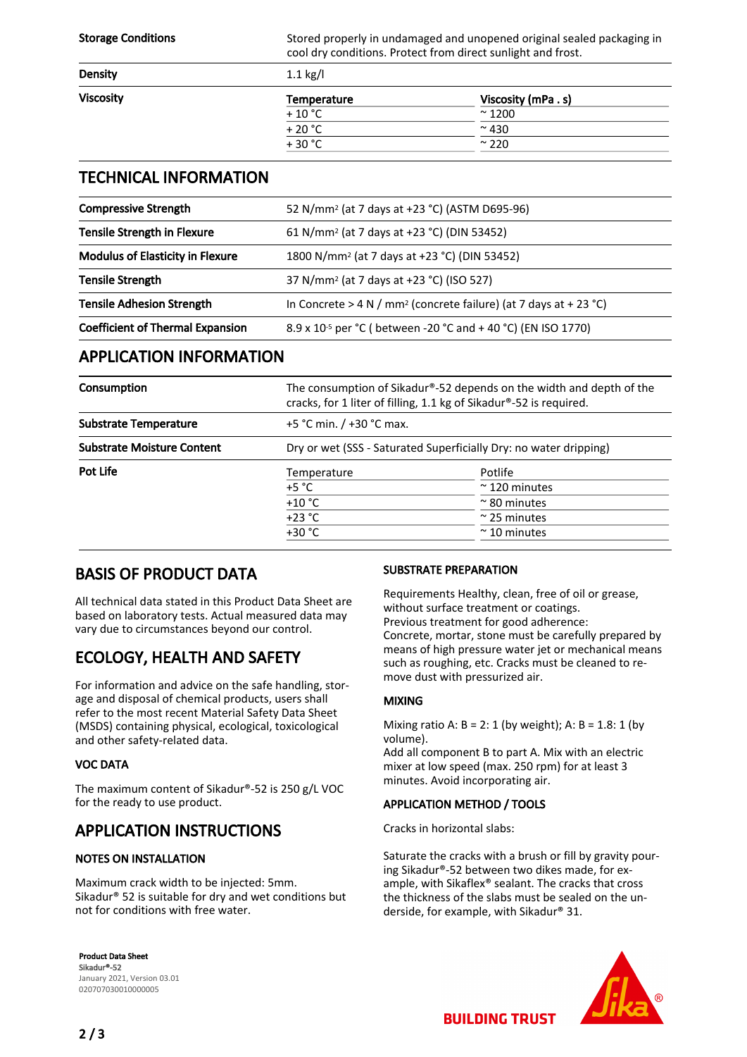| | |
|---|---|
| **Storage Conditions** | Stored properly in undamaged and unopened original sealed packaging in cool dry conditions. Protect from direct sunlight and frost. |
| **Density** | 1.1 kg/l |

**Viscosity**

| Temperature | Viscosity (mPa . s) |
|---|---|
| + 10 °C | ~ 1200 |
| + 20 °C | ~ 430 |
| + 30 °C | ~ 220 |

## TECHNICAL INFORMATION

| | |
|---|---|
| **Compressive Strength** | 52 N/mm² (at 7 days at +23 °C) (ASTM D695-96) |
| **Tensile Strength in Flexure** | 61 N/mm² (at 7 days at +23 °C) (DIN 53452) |
| **Modulus of Elasticity in Flexure** | 1800 N/mm² (at 7 days at +23 °C) (DIN 53452) |
| **Tensile Strength** | 37 N/mm² (at 7 days at +23 °C) (ISO 527) |
| **Tensile Adhesion Strength** | In Concrete > 4 N / mm² (concrete failure) (at 7 days at + 23 °C) |
| **Coefficient of Thermal Expansion** | $8.9 \times 10^{-5}$ per °C ( between -20 °C and + 40 °C) (EN ISO 1770) |

## APPLICATION INFORMATION

| | |
|---|---|
| **Consumption** | The consumption of Sikadur®-52 depends on the width and depth of the cracks, for 1 liter of filling, 1.1 kg of Sikadur®-52 is required. |
| **Substrate Temperature** | +5 °C min. / +30 °C max. |
| **Substrate Moisture Content** | Dry or wet (SSS - Saturated Superficially Dry: no water dripping) |

**Pot Life**

| Temperature | Potlife |
|---|---|
| +5 °C | ~ 120 minutes |
| +10 °C | ~ 80 minutes |
| +23 °C | ~ 25 minutes |
| +30 °C | ~ 10 minutes |

## BASIS OF PRODUCT DATA

All technical data stated in this Product Data Sheet are based on laboratory tests. Actual measured data may vary due to circumstances beyond our control.

## ECOLOGY, HEALTH AND SAFETY

For information and advice on the safe handling, storage and disposal of chemical products, users shall refer to the most recent Material Safety Data Sheet (MSDS) containing physical, ecological, toxicological and other safety-related data.

### VOC DATA

The maximum content of Sikadur®-52 is 250 g/L VOC for the ready to use product.

## APPLICATION INSTRUCTIONS

### NOTES ON INSTALLATION

Maximum crack width to be injected: 5mm.
Sikadur® 52 is suitable for dry and wet conditions but not for conditions with free water.

### SUBSTRATE PREPARATION

Requirements Healthy, clean, free of oil or grease, without surface treatment or coatings.
Previous treatment for good adherence:
Concrete, mortar, stone must be carefully prepared by means of high pressure water jet or mechanical means such as roughing, etc. Cracks must be cleaned to remove dust with pressurized air.

### MIXING

Mixing ratio A: B = 2: 1 (by weight); A: B = 1.8: 1 (by volume).
Add all component B to part A. Mix with an electric mixer at low speed (max. 250 rpm) for at least 3 minutes. Avoid incorporating air.

### APPLICATION METHOD / TOOLS

Cracks in horizontal slabs:

Saturate the cracks with a brush or fill by gravity pouring Sikadur®-52 between two dikes made, for example, with Sikaflex® sealant. The cracks that cross the thickness of the slabs must be sealed on the underside, for example, with Sikadur® 31.

**Product Data Sheet**
**Sikadur®-52**
January 2021, Version 03.01
020707030010000005

BUILDING TRUST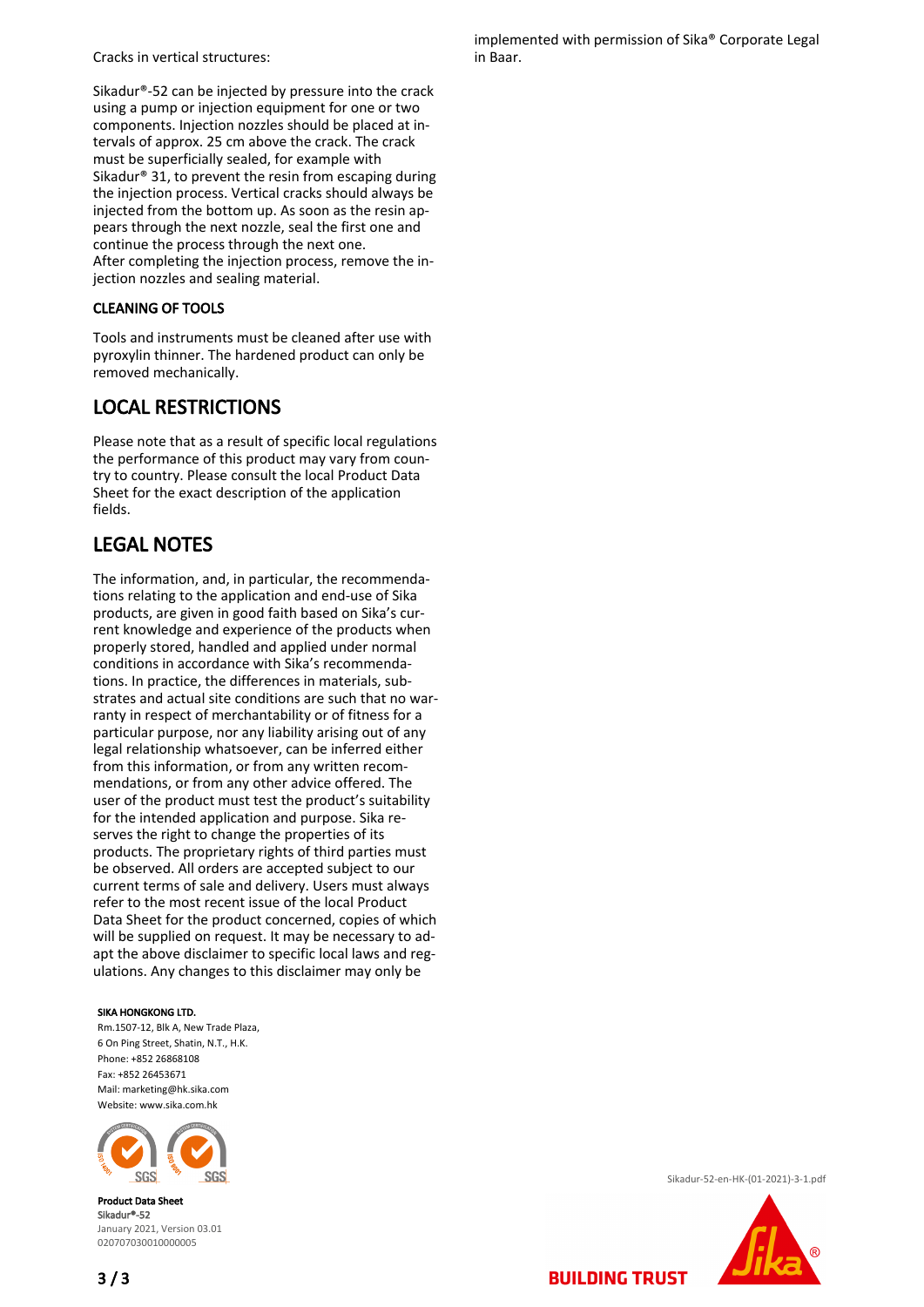Cracks in vertical structures:

Sikadur®-52 can be injected by pressure into the crack using a pump or injection equipment for one or two components. Injection nozzles should be placed at intervals of approx. 25 cm above the crack. The crack must be superficially sealed, for example with Sikadur® 31, to prevent the resin from escaping during the injection process. Vertical cracks should always be injected from the bottom up. As soon as the resin appears through the next nozzle, seal the first one and continue the process through the next one.
After completing the injection process, remove the injection nozzles and sealing material.

### CLEANING OF TOOLS

Tools and instruments must be cleaned after use with pyroxylin thinner. The hardened product can only be removed mechanically.

## LOCAL RESTRICTIONS

Please note that as a result of specific local regulations the performance of this product may vary from country to country. Please consult the local Product Data Sheet for the exact description of the application fields.

## LEGAL NOTES

The information, and, in particular, the recommendations relating to the application and end-use of Sika products, are given in good faith based on Sika's current knowledge and experience of the products when properly stored, handled and applied under normal conditions in accordance with Sika's recommendations. In practice, the differences in materials, substrates and actual site conditions are such that no warranty in respect of merchantability or of fitness for a particular purpose, nor any liability arising out of any legal relationship whatsoever, can be inferred either from this information, or from any written recommendations, or from any other advice offered. The user of the product must test the product's suitability for the intended application and purpose. Sika reserves the right to change the properties of its products. The proprietary rights of third parties must be observed. All orders are accepted subject to our current terms of sale and delivery. Users must always refer to the most recent issue of the local Product Data Sheet for the product concerned, copies of which will be supplied on request. It may be necessary to adapt the above disclaimer to specific local laws and regulations. Any changes to this disclaimer may only be implemented with permission of Sika® Corporate Legal in Baar.

**SIKA HONGKONG LTD.**
Rm.1507-12, Blk A, New Trade Plaza,
6 On Ping Street, Shatin, N.T., H.K.
Phone: +852 26868108
Fax: +852 26453671
Mail: marketing@hk.sika.com
Website: www.sika.com.hk

**Product Data Sheet**
**Sikadur®-52**
January 2021, Version 03.01
020707030010000005

Sikadur-52-en-HK-(01-2021)-3-1.pdf

BUILDING TRUST